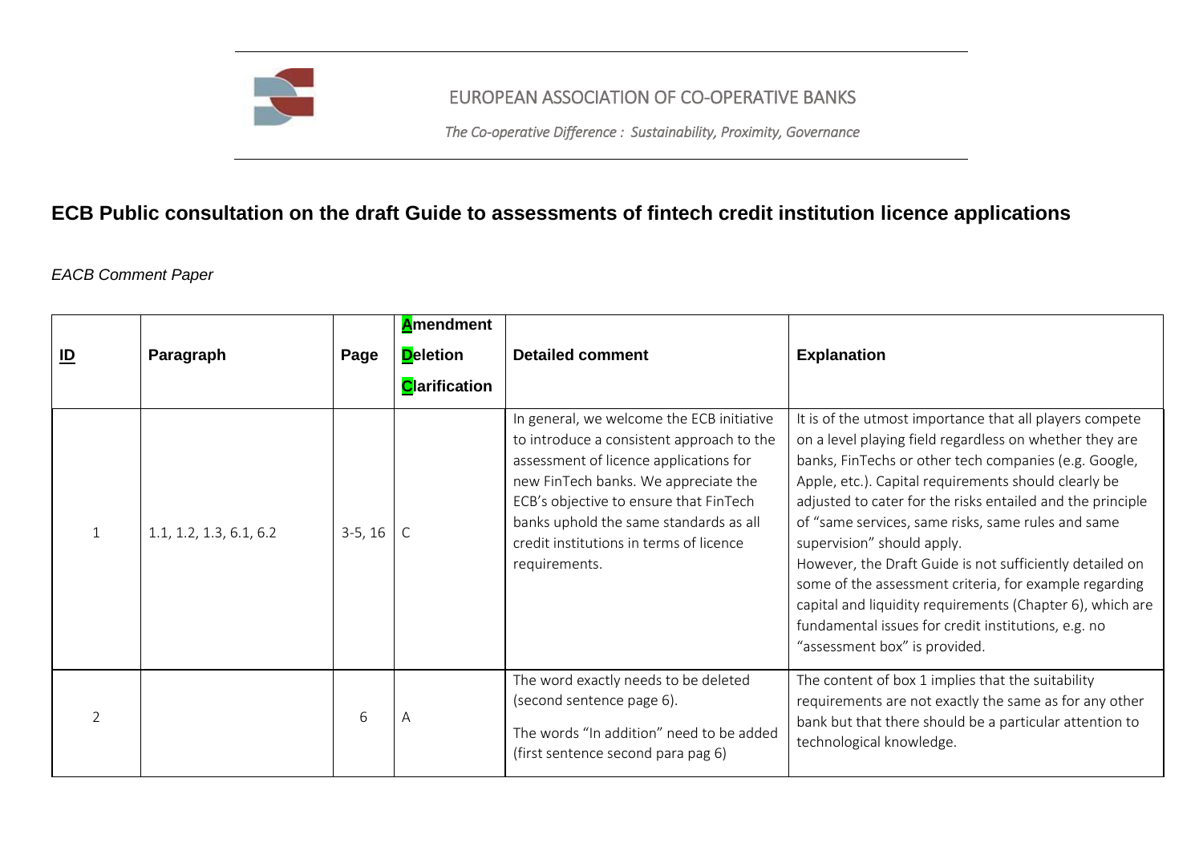EUROPEAN ASSOCIATION OF CO-OPERATIVE BANKS

*The Co-operative Difference : Sustainability, Proximity, Governance*

## ECB Public consultation on the draft Guide to assessments of fintech credit institution licence applications

*EACB Comment Paper*

| ID | Paragraph | Page | **A**mendment **D**eletion **C**larification | Detailed comment | Explanation |
|---|---|---|---|---|---|
| 1 | 1.1, 1.2, 1.3, 6.1, 6.2 | 3-5, 16 | C | In general, we welcome the ECB initiative to introduce a consistent approach to the assessment of licence applications for new FinTech banks. We appreciate the ECB's objective to ensure that FinTech banks uphold the same standards as all credit institutions in terms of licence requirements. | It is of the utmost importance that all players compete on a level playing field regardless on whether they are banks, FinTechs or other tech companies (e.g. Google, Apple, etc.). Capital requirements should clearly be adjusted to cater for the risks entailed and the principle of "same services, same risks, same rules and same supervision" should apply.<br>However, the Draft Guide is not sufficiently detailed on some of the assessment criteria, for example regarding capital and liquidity requirements (Chapter 6), which are fundamental issues for credit institutions, e.g. no "assessment box" is provided. |
| 2 | | 6 | A | The word exactly needs to be deleted (second sentence page 6).<br>The words "In addition" need to be added (first sentence second para pag 6) | The content of box 1 implies that the suitability requirements are not exactly the same as for any other bank but that there should be a particular attention to technological knowledge. |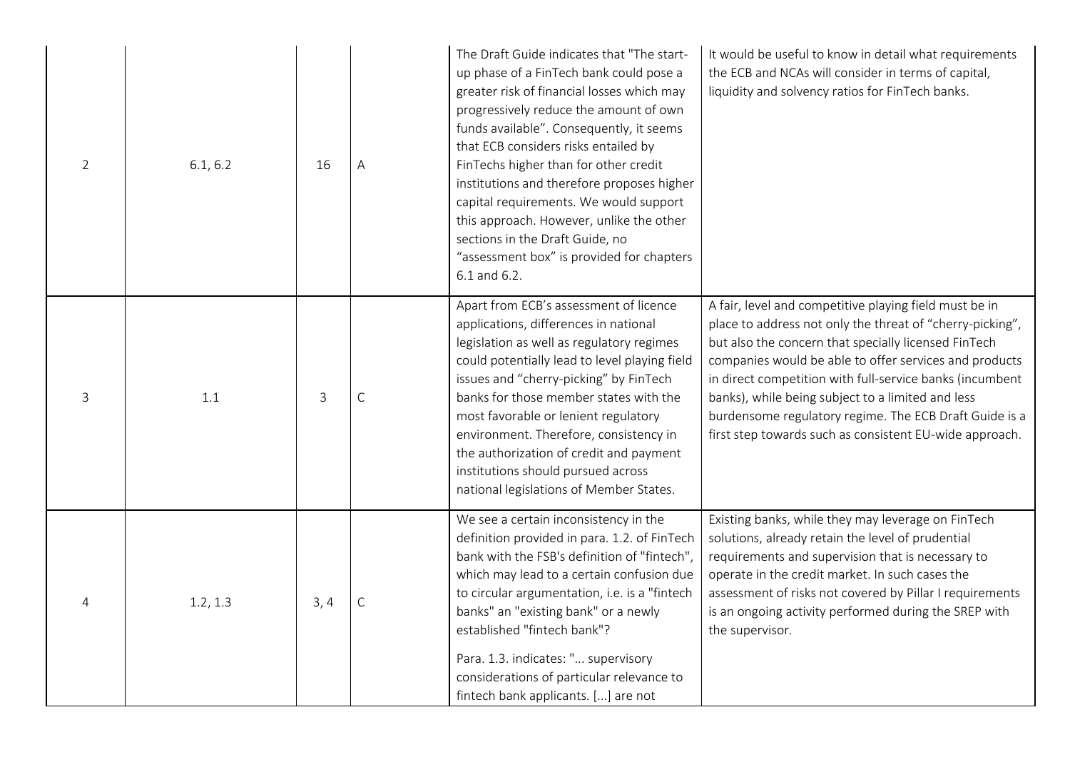| 2 | 6.1, 6.2 | 16 | A | The Draft Guide indicates that "The start-up phase of a FinTech bank could pose a greater risk of financial losses which may progressively reduce the amount of own funds available". Consequently, it seems that ECB considers risks entailed by FinTechs higher than for other credit institutions and therefore proposes higher capital requirements. We would support this approach. However, unlike the other sections in the Draft Guide, no "assessment box" is provided for chapters 6.1 and 6.2. | It would be useful to know in detail what requirements the ECB and NCAs will consider in terms of capital, liquidity and solvency ratios for FinTech banks. |
|---|---|---|---|---|---|
| 3 | 1.1 | 3 | C | Apart from ECB's assessment of licence applications, differences in national legislation as well as regulatory regimes could potentially lead to level playing field issues and "cherry-picking" by FinTech banks for those member states with the most favorable or lenient regulatory environment. Therefore, consistency in the authorization of credit and payment institutions should pursued across national legislations of Member States. | A fair, level and competitive playing field must be in place to address not only the threat of "cherry-picking", but also the concern that specially licensed FinTech companies would be able to offer services and products in direct competition with full-service banks (incumbent banks), while being subject to a limited and less burdensome regulatory regime. The ECB Draft Guide is a first step towards such as consistent EU-wide approach. |
| 4 | 1.2, 1.3 | 3, 4 | C | We see a certain inconsistency in the definition provided in para. 1.2. of FinTech bank with the FSB's definition of "fintech", which may lead to a certain confusion due to circular argumentation, i.e. is a "fintech banks" an "existing bank" or a newly established "fintech bank"?<br><br>Para. 1.3. indicates: "... supervisory considerations of particular relevance to fintech bank applicants. [...] are not | Existing banks, while they may leverage on FinTech solutions, already retain the level of prudential requirements and supervision that is necessary to operate in the credit market. In such cases the assessment of risks not covered by Pillar I requirements is an ongoing activity performed during the SREP with the supervisor. |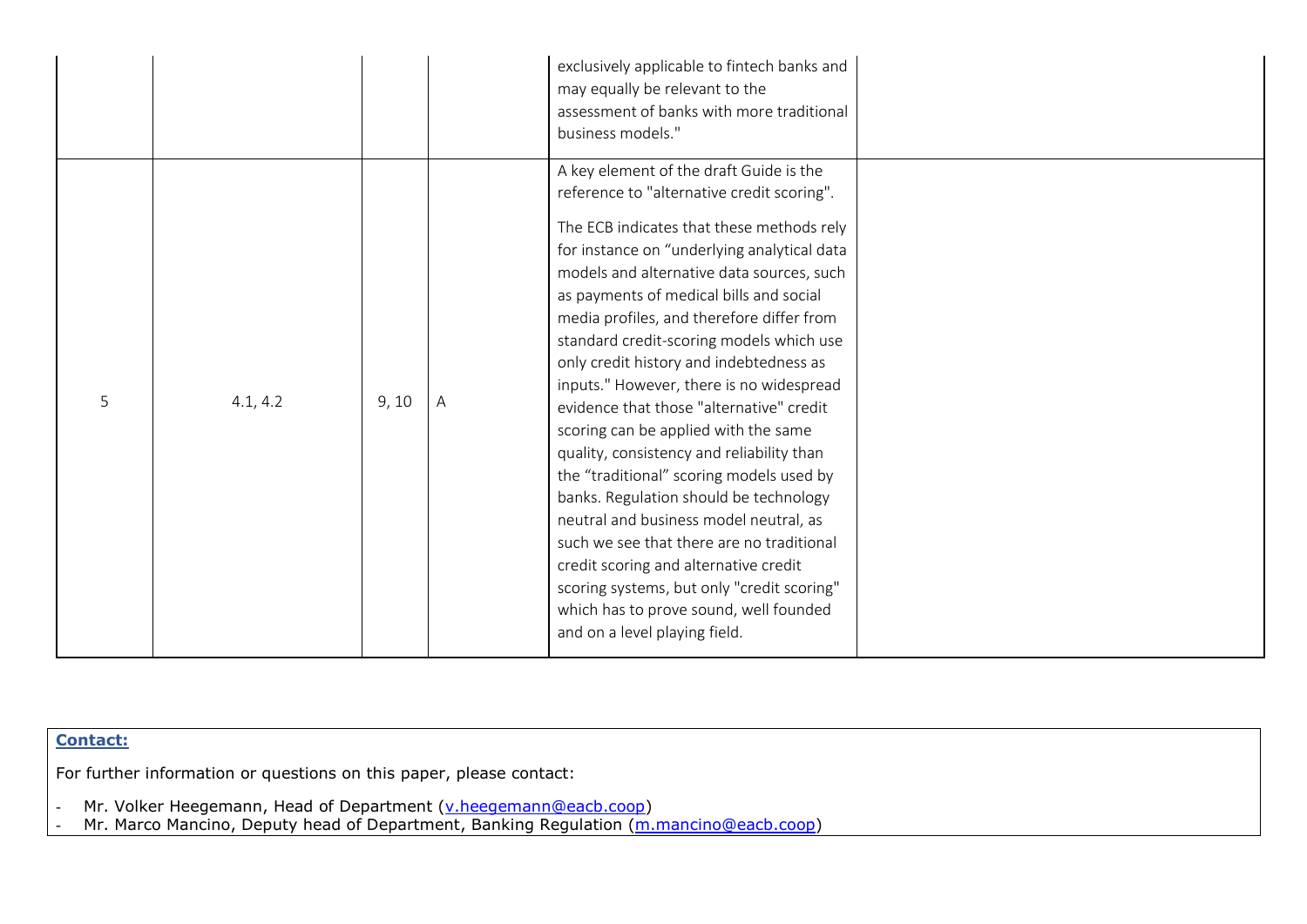| | | | | | |
|---|---|---|---|---|---|
| | | | | exclusively applicable to fintech banks and may equally be relevant to the assessment of banks with more traditional business models." | |
| 5 | 4.1, 4.2 | 9, 10 | A | A key element of the draft Guide is the reference to "alternative credit scoring".<br><br>The ECB indicates that these methods rely for instance on "underlying analytical data models and alternative data sources, such as payments of medical bills and social media profiles, and therefore differ from standard credit-scoring models which use only credit history and indebtedness as inputs." However, there is no widespread evidence that those "alternative" credit scoring can be applied with the same quality, consistency and reliability than the "traditional" scoring models used by banks. Regulation should be technology neutral and business model neutral, as such we see that there are no traditional credit scoring and alternative credit scoring systems, but only "credit scoring" which has to prove sound, well founded and on a level playing field. | |

**Contact:**

For further information or questions on this paper, please contact:

- Mr. Volker Heegemann, Head of Department (v.heegemann@eacb.coop)
- Mr. Marco Mancino, Deputy head of Department, Banking Regulation (m.mancino@eacb.coop)